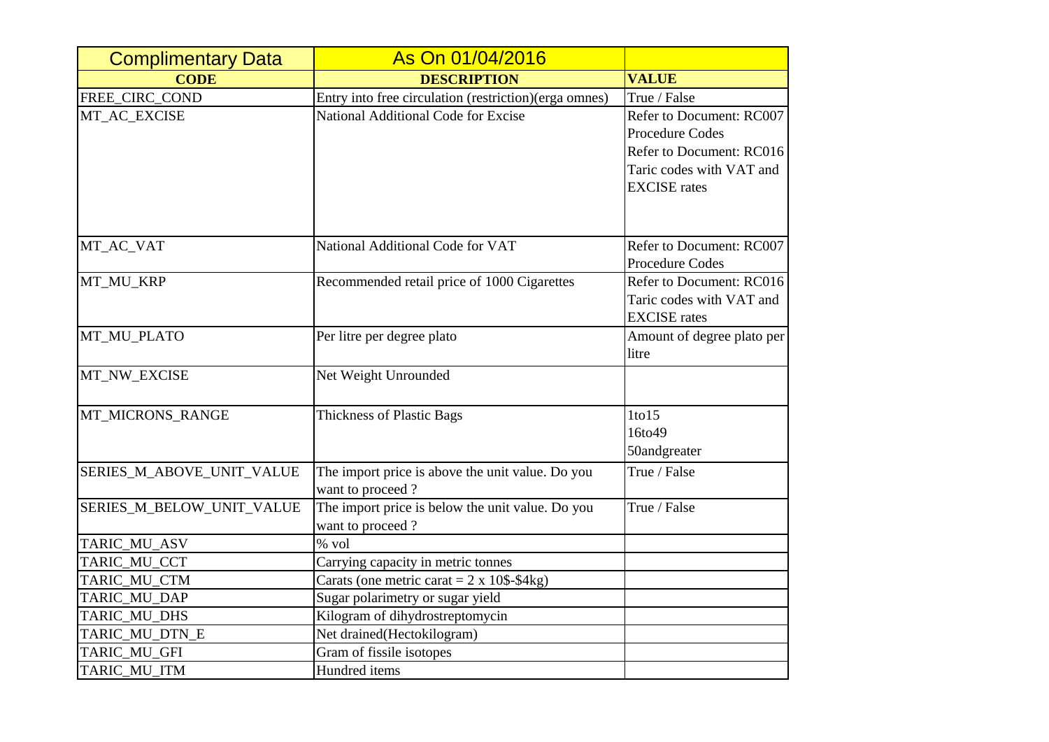| Complimentary Data | As On 01/04/2016 | |
|---|---|---|
| **CODE** | **DESCRIPTION** | **VALUE** |
| FREE_CIRC_COND | Entry into free circulation (restriction)(erga omnes) | True / False |
| MT_AC_EXCISE | National Additional Code for Excise | Refer to Document: RC007 Procedure Codes<br>Refer to Document: RC016 Taric codes with VAT and EXCISE rates |
| MT_AC_VAT | National Additional Code for VAT | Refer to Document: RC007 Procedure Codes |
| MT_MU_KRP | Recommended retail price of 1000 Cigarettes | Refer to Document: RC016 Taric codes with VAT and EXCISE rates |
| MT_MU_PLATO | Per litre per degree plato | Amount of degree plato per litre |
| MT_NW_EXCISE | Net Weight Unrounded | |
| MT_MICRONS_RANGE | Thickness of Plastic Bags | 1to15<br>16to49<br>50andgreater |
| SERIES_M_ABOVE_UNIT_VALUE | The import price is above the unit value. Do you want to proceed ? | True / False |
| SERIES_M_BELOW_UNIT_VALUE | The import price is below the unit value. Do you want to proceed ? | True / False |
| TARIC_MU_ASV | % vol | |
| TARIC_MU_CCT | Carrying capacity in metric tonnes | |
| TARIC_MU_CTM | Carats (one metric carat = 2 x 10$-$4kg) | |
| TARIC_MU_DAP | Sugar polarimetry or sugar yield | |
| TARIC_MU_DHS | Kilogram of dihydrostreptomycin | |
| TARIC_MU_DTN_E | Net drained(Hectokilogram) | |
| TARIC_MU_GFI | Gram of fissile isotopes | |
| TARIC_MU_ITM | Hundred items | |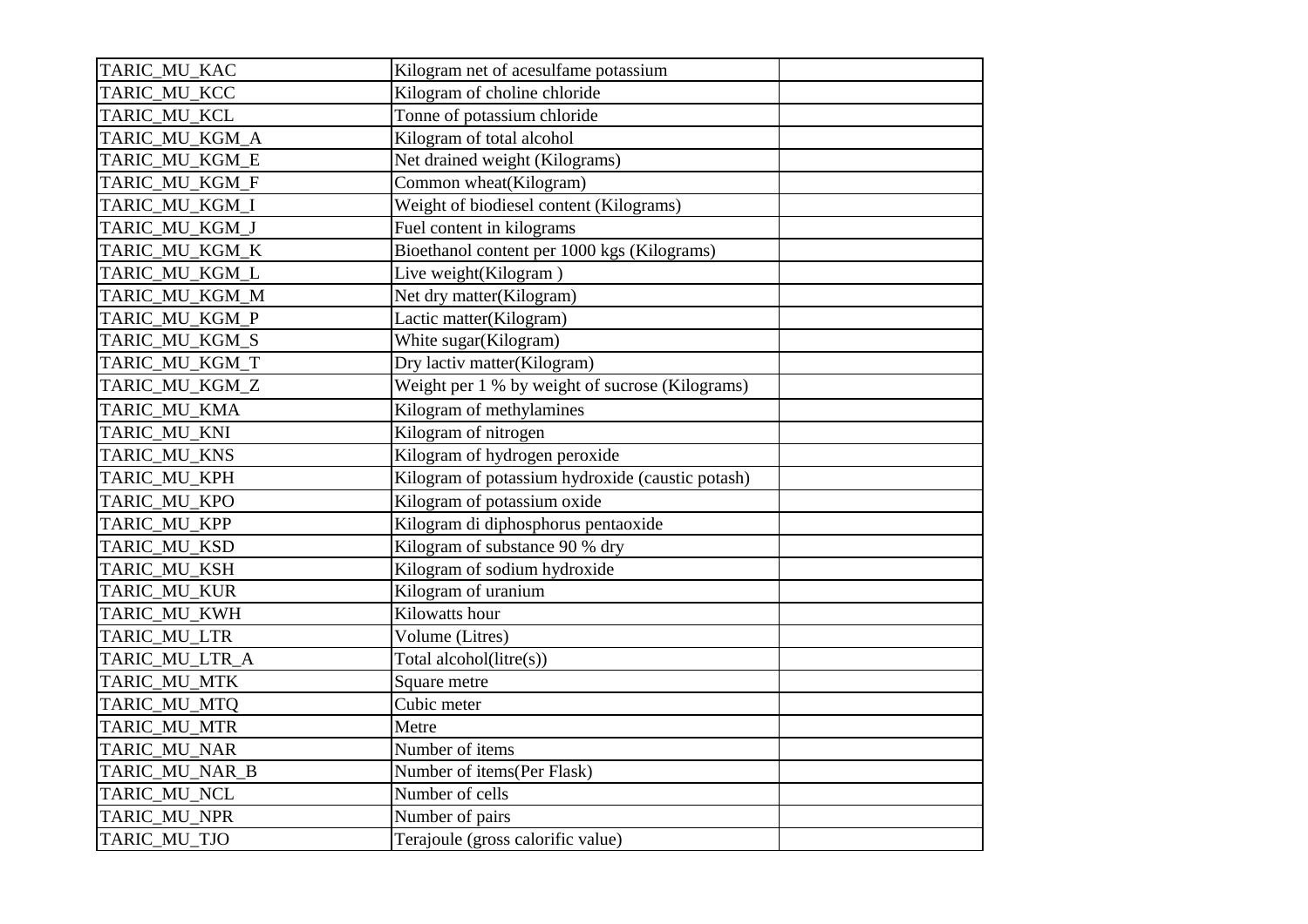| | | |
|---|---|---|
| TARIC_MU_KAC | Kilogram net of acesulfame potassium | |
| TARIC_MU_KCC | Kilogram of choline chloride | |
| TARIC_MU_KCL | Tonne of potassium chloride | |
| TARIC_MU_KGM_A | Kilogram of total alcohol | |
| TARIC_MU_KGM_E | Net drained weight (Kilograms) | |
| TARIC_MU_KGM_F | Common wheat(Kilogram) | |
| TARIC_MU_KGM_I | Weight of biodiesel content (Kilograms) | |
| TARIC_MU_KGM_J | Fuel content in kilograms | |
| TARIC_MU_KGM_K | Bioethanol content per 1000 kgs (Kilograms) | |
| TARIC_MU_KGM_L | Live weight(Kilogram ) | |
| TARIC_MU_KGM_M | Net dry matter(Kilogram) | |
| TARIC_MU_KGM_P | Lactic matter(Kilogram) | |
| TARIC_MU_KGM_S | White sugar(Kilogram) | |
| TARIC_MU_KGM_T | Dry lactiv matter(Kilogram) | |
| TARIC_MU_KGM_Z | Weight per 1 % by weight of sucrose (Kilograms) | |
| TARIC_MU_KMA | Kilogram of methylamines | |
| TARIC_MU_KNI | Kilogram of nitrogen | |
| TARIC_MU_KNS | Kilogram of hydrogen peroxide | |
| TARIC_MU_KPH | Kilogram of potassium hydroxide (caustic potash) | |
| TARIC_MU_KPO | Kilogram of potassium oxide | |
| TARIC_MU_KPP | Kilogram di diphosphorus pentaoxide | |
| TARIC_MU_KSD | Kilogram of substance 90 % dry | |
| TARIC_MU_KSH | Kilogram of sodium hydroxide | |
| TARIC_MU_KUR | Kilogram of uranium | |
| TARIC_MU_KWH | Kilowatts hour | |
| TARIC_MU_LTR | Volume (Litres) | |
| TARIC_MU_LTR_A | Total alcohol(litre(s)) | |
| TARIC_MU_MTK | Square metre | |
| TARIC_MU_MTQ | Cubic meter | |
| TARIC_MU_MTR | Metre | |
| TARIC_MU_NAR | Number of items | |
| TARIC_MU_NAR_B | Number of items(Per Flask) | |
| TARIC_MU_NCL | Number of cells | |
| TARIC_MU_NPR | Number of pairs | |
| TARIC_MU_TJO | Terajoule (gross calorific value) | |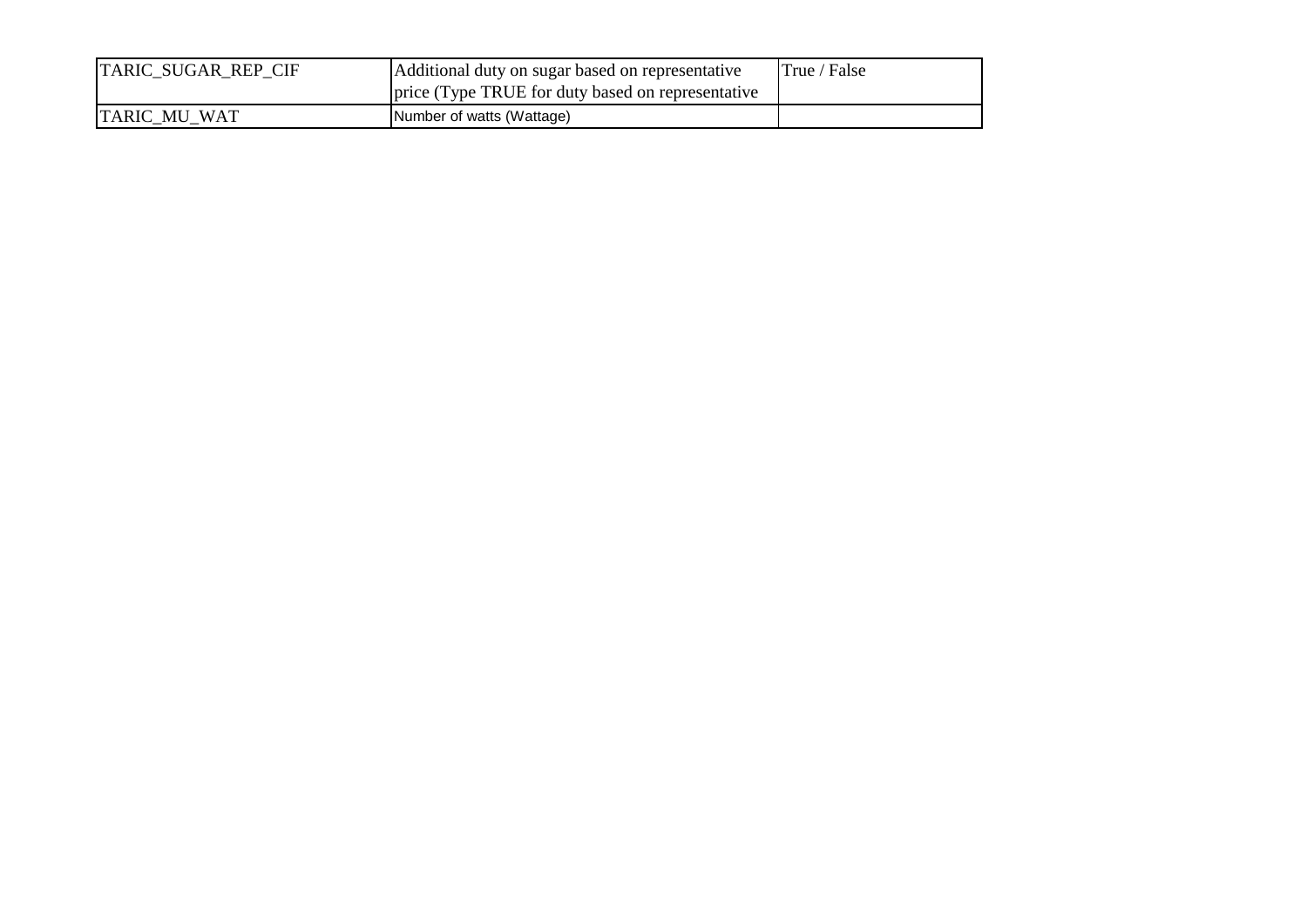| | | |
|---|---|---|
| TARIC_SUGAR_REP_CIF | Additional duty on sugar based on representative price (Type TRUE for duty based on representative | True / False |
| TARIC_MU_WAT | Number of watts (Wattage) | |